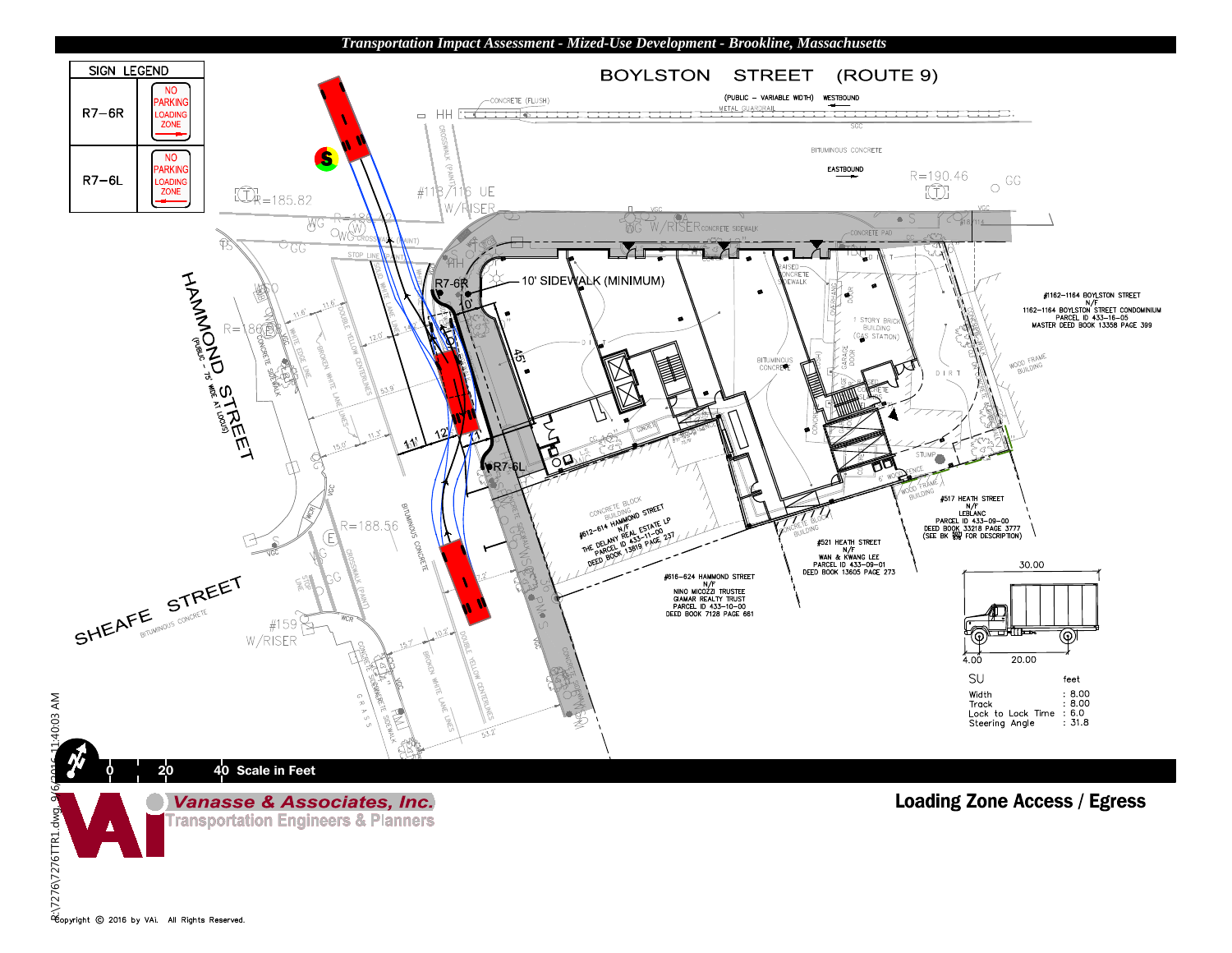*Transportation Impact Assessment - Mized-Use Development - Brookline, Massachusetts*

| SIGN LEGEND | |
|---|---|
| R7–6R | NO PARKING LOADING ZONE → |
| R7–6L | NO PARKING LOADING ZONE ← |

BOYLSTON STREET (ROUTE 9)

(PUBLIC – VARIABLE WIDTH) WESTBOUND

EASTBOUND

HAMMOND STREET (PUBLIC – 75' WIDE AT LOCUS)

SHEAFE STREET

10' SIDEWALK (MINIMUM)

#1162–1164 BOYLSTON STREET
N/F
1162–1164 BOYLSTON STREET CONDOMINIUM
PARCEL ID 433–16–05
MASTER DEED BOOK 13358 PAGE 399

#612–614 HAMMOND STREET
N/F
THE DELANY REAL ESTATE LP
PARCEL ID 433–11–00
DEED BOOK 13819 PAGE 237

#616–624 HAMMOND STREET
N/F
NINO MICOZZI TRUSTEE
GIAMAR REALTY TRUST
PARCEL ID 433–10–00
DEED BOOK 7128 PAGE 661

#521 HEATH STREET
N/F
WAN & KWANG LEE
PARCEL ID 433–09–01
DEED BOOK 13605 PAGE 273

#517 HEATH STREET
N/F
LEBLANC
PARCEL ID 433–09–00
DEED BOOK 33218 PAGE 3777
(SEE BK 9797 PG 576 FOR DESCRIPTION)

SU

| | feet |
|---|---|
| Width | : 8.00 |
| Track | : 8.00 |
| Lock to Lock Time | : 6.0 |
| Steering Angle | : 31.8 |

0 20 40 Scale in Feet

**Vanasse & Associates, Inc.**
Transportation Engineers & Planners

## Loading Zone Access / Egress

Copyright © 2016 by VAI. All Rights Reserved.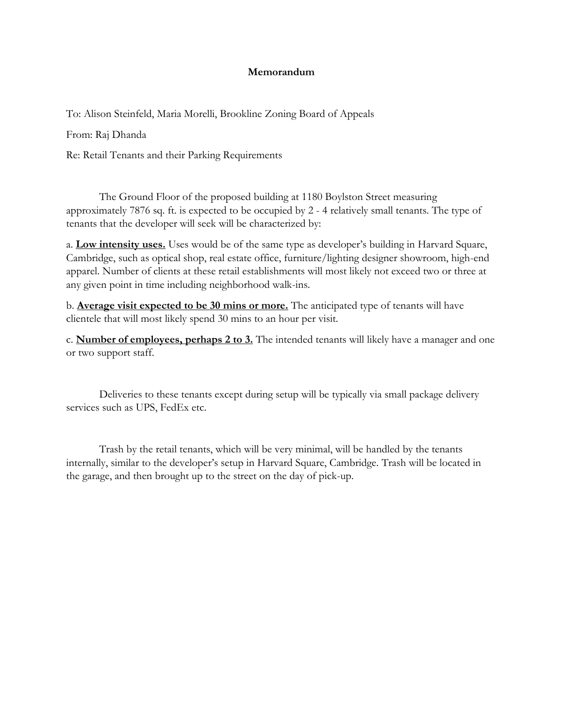**Memorandum**

To: Alison Steinfeld, Maria Morelli, Brookline Zoning Board of Appeals

From: Raj Dhanda

Re: Retail Tenants and their Parking Requirements

The Ground Floor of the proposed building at 1180 Boylston Street measuring approximately 7876 sq. ft. is expected to be occupied by 2 - 4 relatively small tenants. The type of tenants that the developer will seek will be characterized by:

a. **Low intensity uses.** Uses would be of the same type as developer's building in Harvard Square, Cambridge, such as optical shop, real estate office, furniture/lighting designer showroom, high-end apparel. Number of clients at these retail establishments will most likely not exceed two or three at any given point in time including neighborhood walk-ins.

b. **Average visit expected to be 30 mins or more.** The anticipated type of tenants will have clientele that will most likely spend 30 mins to an hour per visit.

c. **Number of employees, perhaps 2 to 3.** The intended tenants will likely have a manager and one or two support staff.

Deliveries to these tenants except during setup will be typically via small package delivery services such as UPS, FedEx etc.

Trash by the retail tenants, which will be very minimal, will be handled by the tenants internally, similar to the developer's setup in Harvard Square, Cambridge. Trash will be located in the garage, and then brought up to the street on the day of pick-up.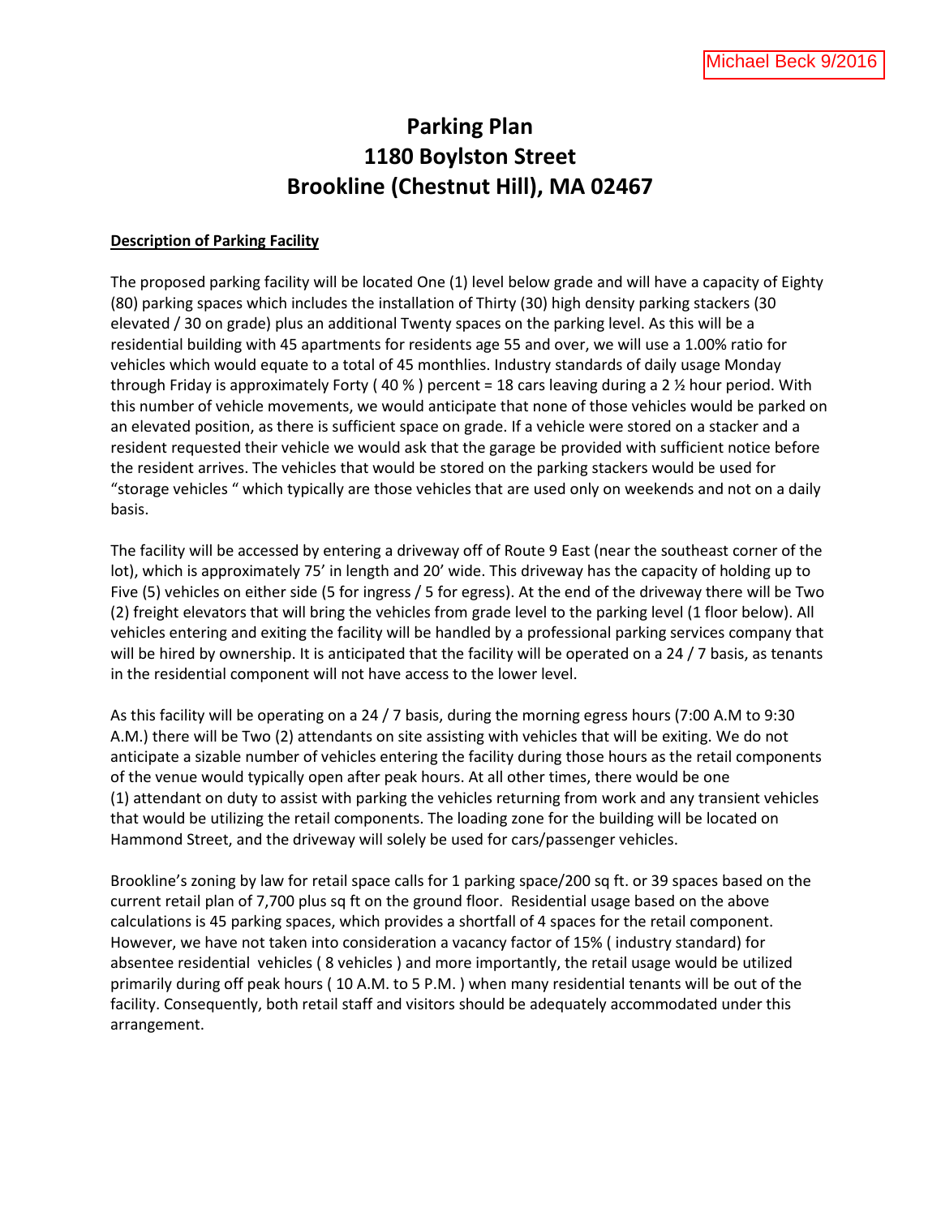Michael Beck 9/2016

# Parking Plan
# 1180 Boylston Street
# Brookline (Chestnut Hill), MA 02467

**Description of Parking Facility**

The proposed parking facility will be located One (1) level below grade and will have a capacity of Eighty (80) parking spaces which includes the installation of Thirty (30) high density parking stackers (30 elevated / 30 on grade) plus an additional Twenty spaces on the parking level. As this will be a residential building with 45 apartments for residents age 55 and over, we will use a 1.00% ratio for vehicles which would equate to a total of 45 monthlies. Industry standards of daily usage Monday through Friday is approximately Forty ( 40 % ) percent = 18 cars leaving during a 2 ½ hour period. With this number of vehicle movements, we would anticipate that none of those vehicles would be parked on an elevated position, as there is sufficient space on grade. If a vehicle were stored on a stacker and a resident requested their vehicle we would ask that the garage be provided with sufficient notice before the resident arrives. The vehicles that would be stored on the parking stackers would be used for "storage vehicles " which typically are those vehicles that are used only on weekends and not on a daily basis.

The facility will be accessed by entering a driveway off of Route 9 East (near the southeast corner of the lot), which is approximately 75' in length and 20' wide. This driveway has the capacity of holding up to Five (5) vehicles on either side (5 for ingress / 5 for egress). At the end of the driveway there will be Two (2) freight elevators that will bring the vehicles from grade level to the parking level (1 floor below). All vehicles entering and exiting the facility will be handled by a professional parking services company that will be hired by ownership. It is anticipated that the facility will be operated on a 24 / 7 basis, as tenants in the residential component will not have access to the lower level.

As this facility will be operating on a 24 / 7 basis, during the morning egress hours (7:00 A.M to 9:30 A.M.) there will be Two (2) attendants on site assisting with vehicles that will be exiting. We do not anticipate a sizable number of vehicles entering the facility during those hours as the retail components of the venue would typically open after peak hours. At all other times, there would be one (1) attendant on duty to assist with parking the vehicles returning from work and any transient vehicles that would be utilizing the retail components. The loading zone for the building will be located on Hammond Street, and the driveway will solely be used for cars/passenger vehicles.

Brookline's zoning by law for retail space calls for 1 parking space/200 sq ft. or 39 spaces based on the current retail plan of 7,700 plus sq ft on the ground floor. Residential usage based on the above calculations is 45 parking spaces, which provides a shortfall of 4 spaces for the retail component. However, we have not taken into consideration a vacancy factor of 15% ( industry standard) for absentee residential vehicles ( 8 vehicles ) and more importantly, the retail usage would be utilized primarily during off peak hours ( 10 A.M. to 5 P.M. ) when many residential tenants will be out of the facility. Consequently, both retail staff and visitors should be adequately accommodated under this arrangement.